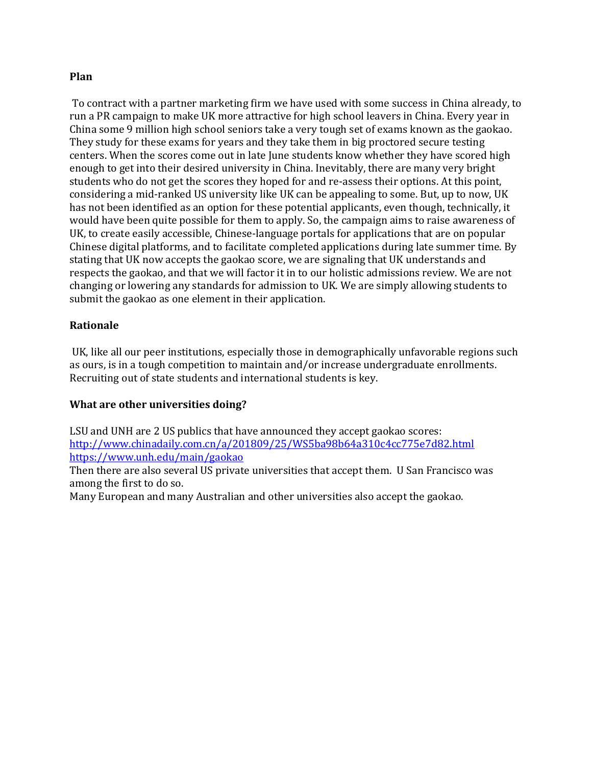**Plan**

To contract with a partner marketing firm we have used with some success in China already, to run a PR campaign to make UK more attractive for high school leavers in China. Every year in China some 9 million high school seniors take a very tough set of exams known as the gaokao. They study for these exams for years and they take them in big proctored secure testing centers. When the scores come out in late June students know whether they have scored high enough to get into their desired university in China. Inevitably, there are many very bright students who do not get the scores they hoped for and re-assess their options. At this point, considering a mid-ranked US university like UK can be appealing to some. But, up to now, UK has not been identified as an option for these potential applicants, even though, technically, it would have been quite possible for them to apply. So, the campaign aims to raise awareness of UK, to create easily accessible, Chinese-language portals for applications that are on popular Chinese digital platforms, and to facilitate completed applications during late summer time. By stating that UK now accepts the gaokao score, we are signaling that UK understands and respects the gaokao, and that we will factor it in to our holistic admissions review. We are not changing or lowering any standards for admission to UK. We are simply allowing students to submit the gaokao as one element in their application.

**Rationale**

UK, like all our peer institutions, especially those in demographically unfavorable regions such as ours, is in a tough competition to maintain and/or increase undergraduate enrollments. Recruiting out of state students and international students is key.

**What are other universities doing?**

LSU and UNH are 2 US publics that have announced they accept gaokao scores:
http://www.chinadaily.com.cn/a/201809/25/WS5ba98b64a310c4cc775e7d82.html
https://www.unh.edu/main/gaokao
Then there are also several US private universities that accept them. U San Francisco was among the first to do so.
Many European and many Australian and other universities also accept the gaokao.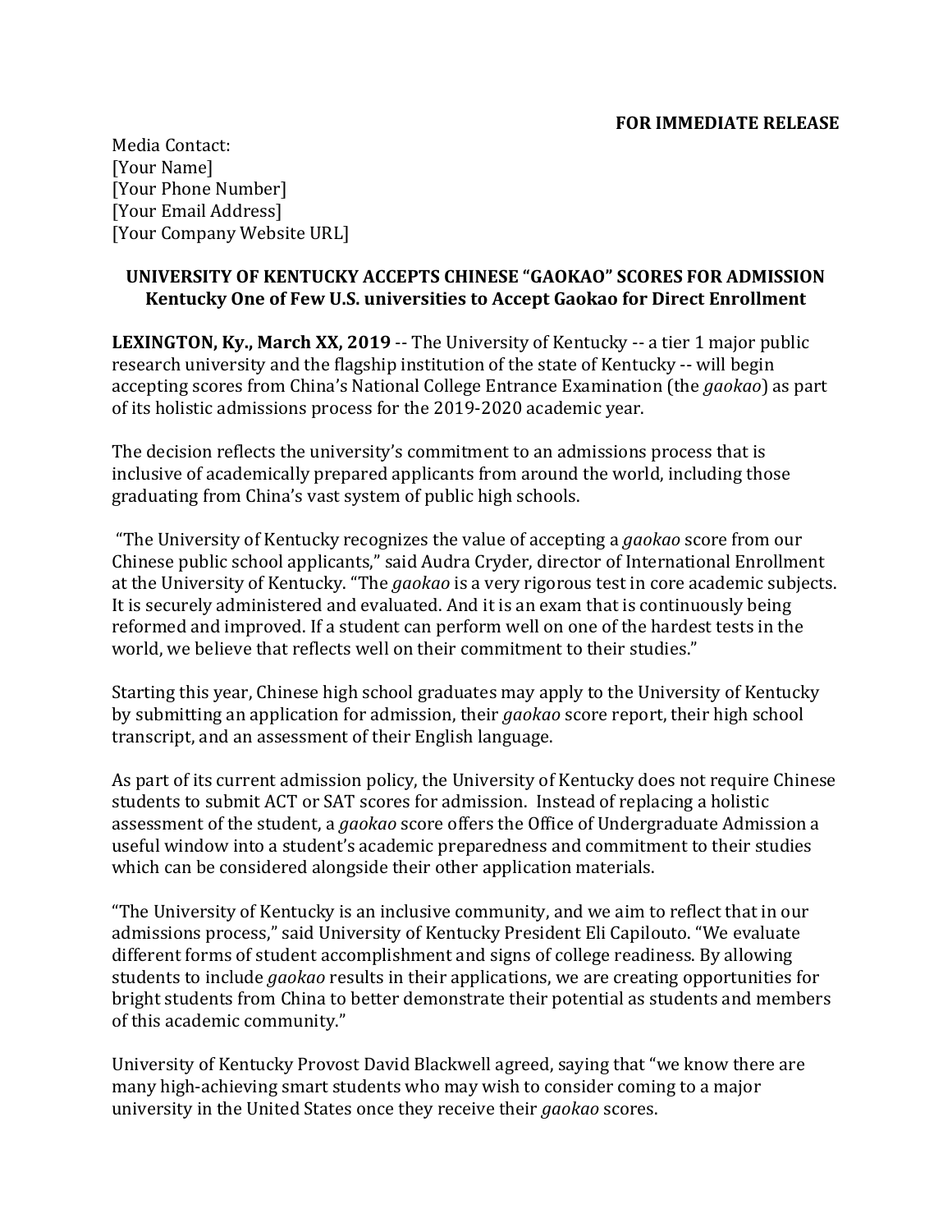**FOR IMMEDIATE RELEASE**

Media Contact:
[Your Name]
[Your Phone Number]
[Your Email Address]
[Your Company Website URL]

**UNIVERSITY OF KENTUCKY ACCEPTS CHINESE "GAOKAO" SCORES FOR ADMISSION**
**Kentucky One of Few U.S. universities to Accept Gaokao for Direct Enrollment**

**LEXINGTON, Ky., March XX, 2019** -- The University of Kentucky -- a tier 1 major public research university and the flagship institution of the state of Kentucky -- will begin accepting scores from China's National College Entrance Examination (the *gaokao*) as part of its holistic admissions process for the 2019-2020 academic year.

The decision reflects the university's commitment to an admissions process that is inclusive of academically prepared applicants from around the world, including those graduating from China's vast system of public high schools.

"The University of Kentucky recognizes the value of accepting a *gaokao* score from our Chinese public school applicants," said Audra Cryder, director of International Enrollment at the University of Kentucky. "The *gaokao* is a very rigorous test in core academic subjects. It is securely administered and evaluated. And it is an exam that is continuously being reformed and improved. If a student can perform well on one of the hardest tests in the world, we believe that reflects well on their commitment to their studies."

Starting this year, Chinese high school graduates may apply to the University of Kentucky by submitting an application for admission, their *gaokao* score report, their high school transcript, and an assessment of their English language.

As part of its current admission policy, the University of Kentucky does not require Chinese students to submit ACT or SAT scores for admission. Instead of replacing a holistic assessment of the student, a *gaokao* score offers the Office of Undergraduate Admission a useful window into a student's academic preparedness and commitment to their studies which can be considered alongside their other application materials.

"The University of Kentucky is an inclusive community, and we aim to reflect that in our admissions process," said University of Kentucky President Eli Capilouto. "We evaluate different forms of student accomplishment and signs of college readiness. By allowing students to include *gaokao* results in their applications, we are creating opportunities for bright students from China to better demonstrate their potential as students and members of this academic community."

University of Kentucky Provost David Blackwell agreed, saying that "we know there are many high-achieving smart students who may wish to consider coming to a major university in the United States once they receive their *gaokao* scores.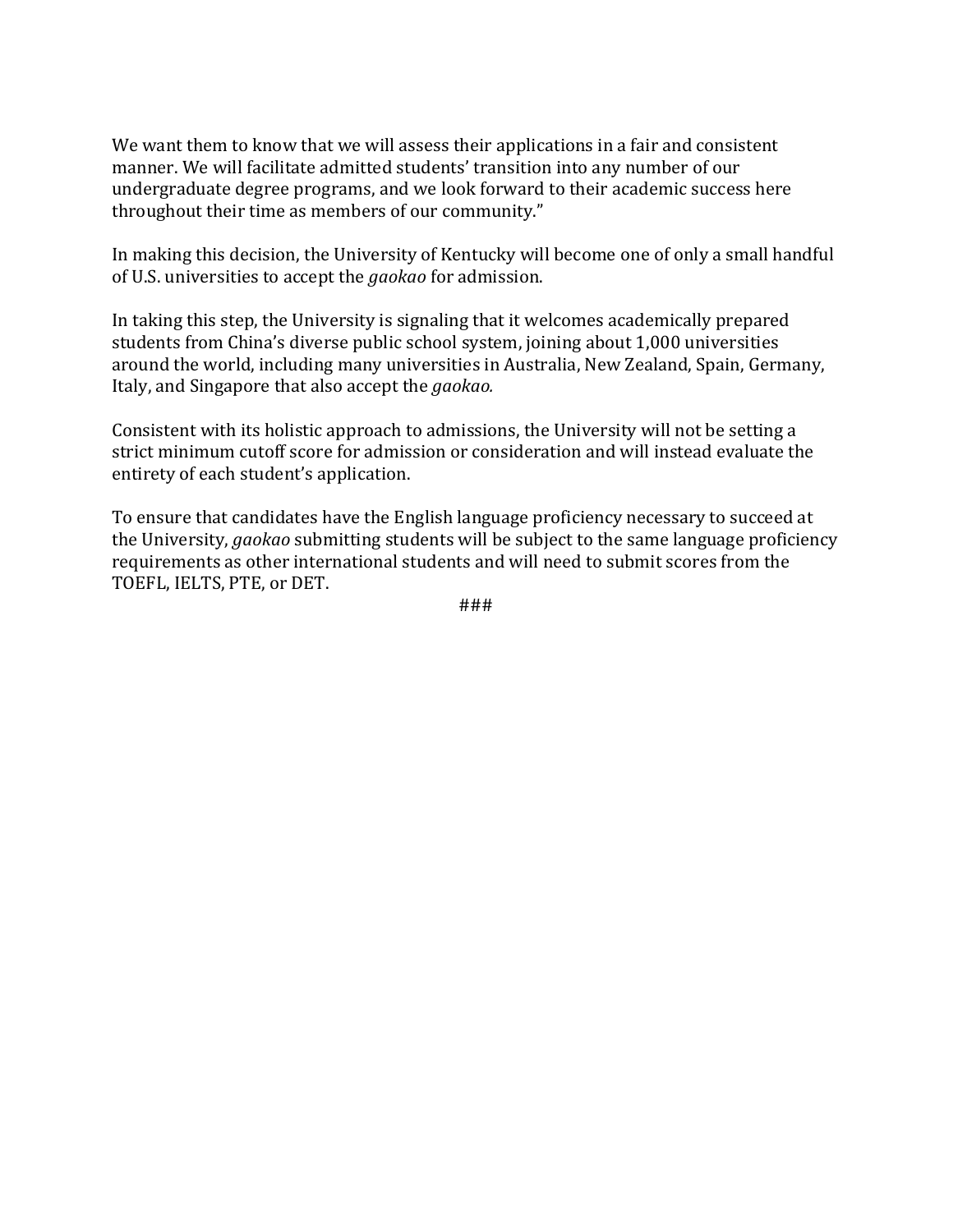We want them to know that we will assess their applications in a fair and consistent manner. We will facilitate admitted students' transition into any number of our undergraduate degree programs, and we look forward to their academic success here throughout their time as members of our community."

In making this decision, the University of Kentucky will become one of only a small handful of U.S. universities to accept the *gaokao* for admission.

In taking this step, the University is signaling that it welcomes academically prepared students from China's diverse public school system, joining about 1,000 universities around the world, including many universities in Australia, New Zealand, Spain, Germany, Italy, and Singapore that also accept the *gaokao*.

Consistent with its holistic approach to admissions, the University will not be setting a strict minimum cutoff score for admission or consideration and will instead evaluate the entirety of each student's application.

To ensure that candidates have the English language proficiency necessary to succeed at the University, *gaokao* submitting students will be subject to the same language proficiency requirements as other international students and will need to submit scores from the TOEFL, IELTS, PTE, or DET.

###